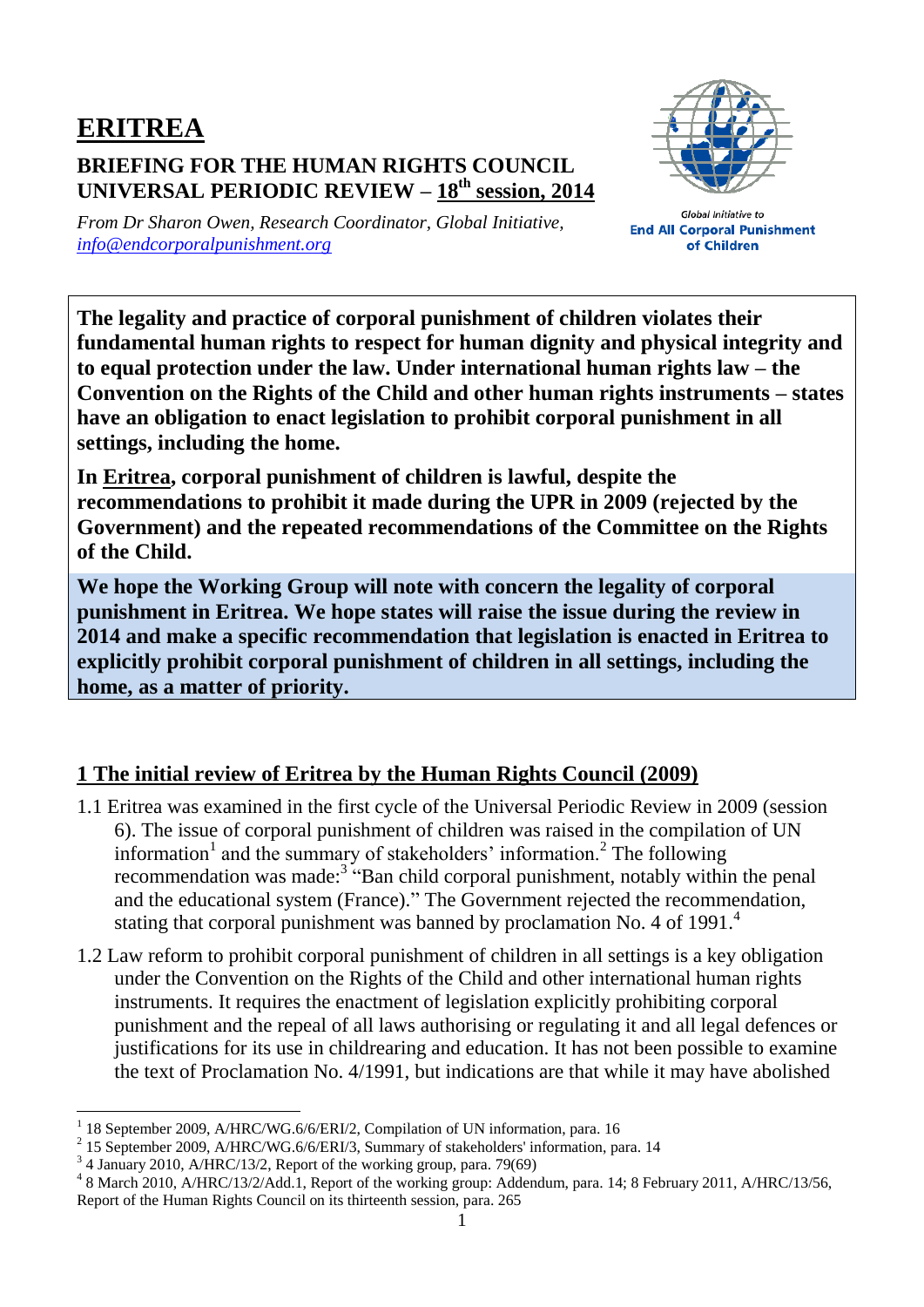# ERITREA

## BRIEFING FOR THE HUMAN RIGHTS COUNCIL UNIVERSAL PERIODIC REVIEW – 18th session, 2014

*From Dr Sharon Owen, Research Coordinator, Global Initiative, info@endcorporalpunishment.org*

Global Initiative to **End All Corporal Punishment of Children**

**The legality and practice of corporal punishment of children violates their fundamental human rights to respect for human dignity and physical integrity and to equal protection under the law. Under international human rights law – the Convention on the Rights of the Child and other human rights instruments – states have an obligation to enact legislation to prohibit corporal punishment in all settings, including the home.**

**In Eritrea, corporal punishment of children is lawful, despite the recommendations to prohibit it made during the UPR in 2009 (rejected by the Government) and the repeated recommendations of the Committee on the Rights of the Child.**

**We hope the Working Group will note with concern the legality of corporal punishment in Eritrea. We hope states will raise the issue during the review in 2014 and make a specific recommendation that legislation is enacted in Eritrea to explicitly prohibit corporal punishment of children in all settings, including the home, as a matter of priority.**

## 1 The initial review of Eritrea by the Human Rights Council (2009)

1.1 Eritrea was examined in the first cycle of the Universal Periodic Review in 2009 (session 6). The issue of corporal punishment of children was raised in the compilation of UN information[1] and the summary of stakeholders' information.[2] The following recommendation was made:[3] "Ban child corporal punishment, notably within the penal and the educational system (France)." The Government rejected the recommendation, stating that corporal punishment was banned by proclamation No. 4 of 1991.[4]

1.2 Law reform to prohibit corporal punishment of children in all settings is a key obligation under the Convention on the Rights of the Child and other international human rights instruments. It requires the enactment of legislation explicitly prohibiting corporal punishment and the repeal of all laws authorising or regulating it and all legal defences or justifications for its use in childrearing and education. It has not been possible to examine the text of Proclamation No. 4/1991, but indications are that while it may have abolished

---

[1] 18 September 2009, A/HRC/WG.6/6/ERI/2, Compilation of UN information, para. 16

[2] 15 September 2009, A/HRC/WG.6/6/ERI/3, Summary of stakeholders' information, para. 14

[3] 4 January 2010, A/HRC/13/2, Report of the working group, para. 79(69)

[4] 8 March 2010, A/HRC/13/2/Add.1, Report of the working group: Addendum, para. 14; 8 February 2011, A/HRC/13/56, Report of the Human Rights Council on its thirteenth session, para. 265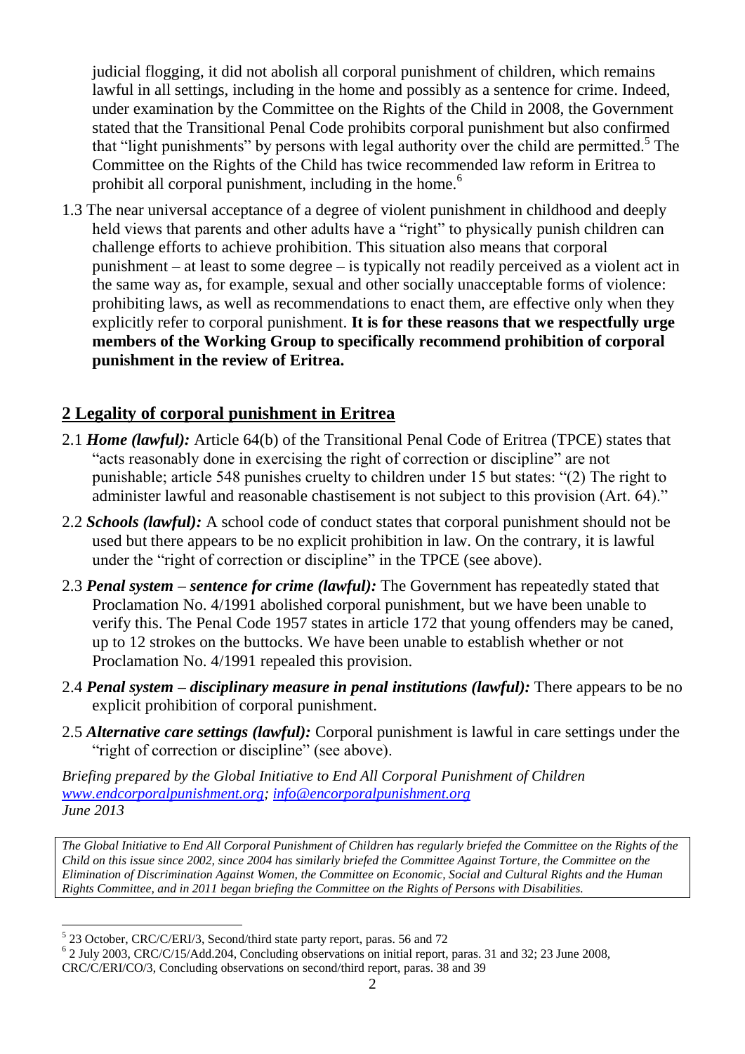judicial flogging, it did not abolish all corporal punishment of children, which remains lawful in all settings, including in the home and possibly as a sentence for crime. Indeed, under examination by the Committee on the Rights of the Child in 2008, the Government stated that the Transitional Penal Code prohibits corporal punishment but also confirmed that "light punishments" by persons with legal authority over the child are permitted.[5] The Committee on the Rights of the Child has twice recommended law reform in Eritrea to prohibit all corporal punishment, including in the home.[6]

1.3 The near universal acceptance of a degree of violent punishment in childhood and deeply held views that parents and other adults have a "right" to physically punish children can challenge efforts to achieve prohibition. This situation also means that corporal punishment – at least to some degree – is typically not readily perceived as a violent act in the same way as, for example, sexual and other socially unacceptable forms of violence: prohibiting laws, as well as recommendations to enact them, are effective only when they explicitly refer to corporal punishment. **It is for these reasons that we respectfully urge members of the Working Group to specifically recommend prohibition of corporal punishment in the review of Eritrea.**

## 2 Legality of corporal punishment in Eritrea

2.1 ***Home (lawful):*** Article 64(b) of the Transitional Penal Code of Eritrea (TPCE) states that "acts reasonably done in exercising the right of correction or discipline" are not punishable; article 548 punishes cruelty to children under 15 but states: "(2) The right to administer lawful and reasonable chastisement is not subject to this provision (Art. 64)."

2.2 ***Schools (lawful):*** A school code of conduct states that corporal punishment should not be used but there appears to be no explicit prohibition in law. On the contrary, it is lawful under the "right of correction or discipline" in the TPCE (see above).

2.3 ***Penal system – sentence for crime (lawful):*** The Government has repeatedly stated that Proclamation No. 4/1991 abolished corporal punishment, but we have been unable to verify this. The Penal Code 1957 states in article 172 that young offenders may be caned, up to 12 strokes on the buttocks. We have been unable to establish whether or not Proclamation No. 4/1991 repealed this provision.

2.4 ***Penal system – disciplinary measure in penal institutions (lawful):*** There appears to be no explicit prohibition of corporal punishment.

2.5 ***Alternative care settings (lawful):*** Corporal punishment is lawful in care settings under the "right of correction or discipline" (see above).

*Briefing prepared by the Global Initiative to End All Corporal Punishment of Children*
*[www.endcorporalpunishment.org](http://www.endcorporalpunishment.org); [info@encorporalpunishment.org](mailto:info@encorporalpunishment.org)*
*June 2013*

*The Global Initiative to End All Corporal Punishment of Children has regularly briefed the Committee on the Rights of the Child on this issue since 2002, since 2004 has similarly briefed the Committee Against Torture, the Committee on the Elimination of Discrimination Against Women, the Committee on Economic, Social and Cultural Rights and the Human Rights Committee, and in 2011 began briefing the Committee on the Rights of Persons with Disabilities.*

---

[5] 23 October, CRC/C/ERI/3, Second/third state party report, paras. 56 and 72

[6] 2 July 2003, CRC/C/15/Add.204, Concluding observations on initial report, paras. 31 and 32; 23 June 2008, CRC/C/ERI/CO/3, Concluding observations on second/third report, paras. 38 and 39